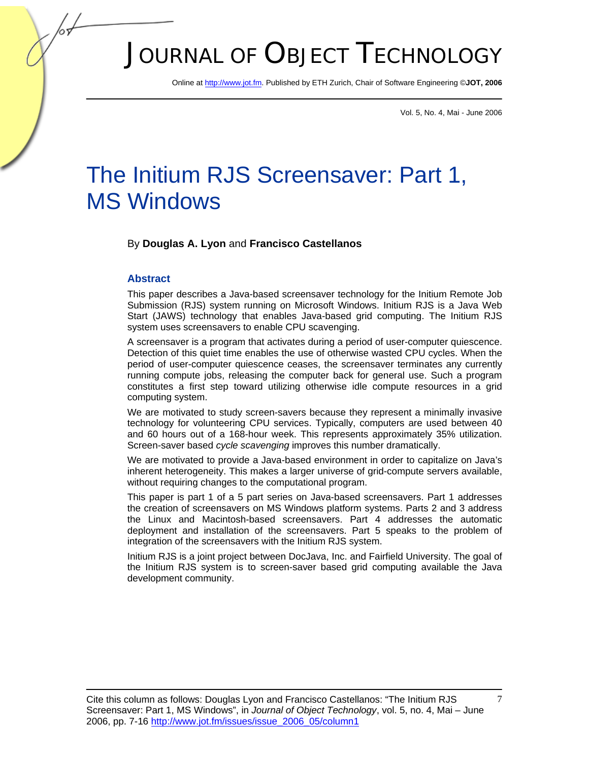# The Initium RJS Screensaver: Part 1, MS Windows

By **Douglas A. Lyon** and **Francisco Castellanos**

## Abstract

This paper describes a Java-based screensaver technology for the Initium Remote Job Submission (RJS) system running on Microsoft Windows. Initium RJS is a Java Web Start (JAWS) technology that enables Java-based grid computing. The Initium RJS system uses screensavers to enable CPU scavenging.

A screensaver is a program that activates during a period of user-computer quiescence. Detection of this quiet time enables the use of otherwise wasted CPU cycles. When the period of user-computer quiescence ceases, the screensaver terminates any currently running compute jobs, releasing the computer back for general use. Such a program constitutes a first step toward utilizing otherwise idle compute resources in a grid computing system.

We are motivated to study screen-savers because they represent a minimally invasive technology for volunteering CPU services. Typically, computers are used between 40 and 60 hours out of a 168-hour week. This represents approximately 35% utilization. Screen-saver based *cycle scavenging* improves this number dramatically.

We are motivated to provide a Java-based environment in order to capitalize on Java's inherent heterogeneity. This makes a larger universe of grid-compute servers available, without requiring changes to the computational program.

This paper is part 1 of a 5 part series on Java-based screensavers. Part 1 addresses the creation of screensavers on MS Windows platform systems. Parts 2 and 3 address the Linux and Macintosh-based screensavers. Part 4 addresses the automatic deployment and installation of the screensavers. Part 5 speaks to the problem of integration of the screensavers with the Initium RJS system.

Initium RJS is a joint project between DocJava, Inc. and Fairfield University. The goal of the Initium RJS system is to screen-saver based grid computing available the Java development community.

Cite this column as follows: Douglas Lyon and Francisco Castellanos: "The Initium RJS Screensaver: Part 1, MS Windows", in *Journal of Object Technology*, vol. 5, no. 4, Mai – June 2006, pp. 7-16 http://www.jot.fm/issues/issue_2006_05/column1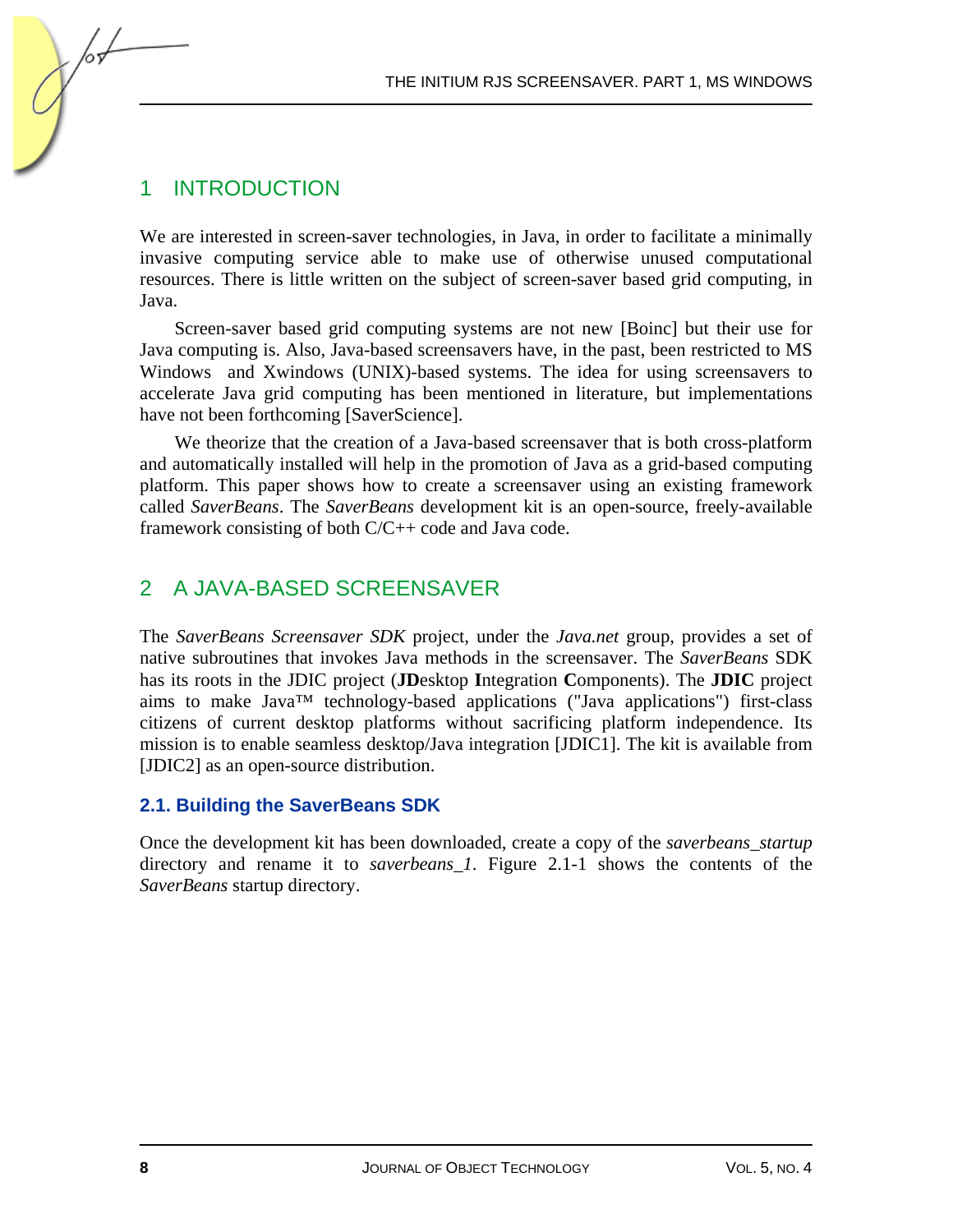## 1 INTRODUCTION

We are interested in screen-saver technologies, in Java, in order to facilitate a minimally invasive computing service able to make use of otherwise unused computational resources. There is little written on the subject of screen-saver based grid computing, in Java.

Screen-saver based grid computing systems are not new [Boinc] but their use for Java computing is. Also, Java-based screensavers have, in the past, been restricted to MS Windows and Xwindows (UNIX)-based systems. The idea for using screensavers to accelerate Java grid computing has been mentioned in literature, but implementations have not been forthcoming [SaverScience].

We theorize that the creation of a Java-based screensaver that is both cross-platform and automatically installed will help in the promotion of Java as a grid-based computing platform. This paper shows how to create a screensaver using an existing framework called *SaverBeans*. The *SaverBeans* development kit is an open-source, freely-available framework consisting of both C/C++ code and Java code.

## 2 A JAVA-BASED SCREENSAVER

The *SaverBeans Screensaver SDK* project, under the *Java.net* group, provides a set of native subroutines that invokes Java methods in the screensaver. The *SaverBeans* SDK has its roots in the JDIC project (**JD**esktop **I**ntegration **C**omponents). The **JDIC** project aims to make Java™ technology-based applications ("Java applications") first-class citizens of current desktop platforms without sacrificing platform independence. Its mission is to enable seamless desktop/Java integration [JDIC1]. The kit is available from [JDIC2] as an open-source distribution.

### 2.1. Building the SaverBeans SDK

Once the development kit has been downloaded, create a copy of the *saverbeans_startup* directory and rename it to *saverbeans_1*. Figure 2.1-1 shows the contents of the *SaverBeans* startup directory.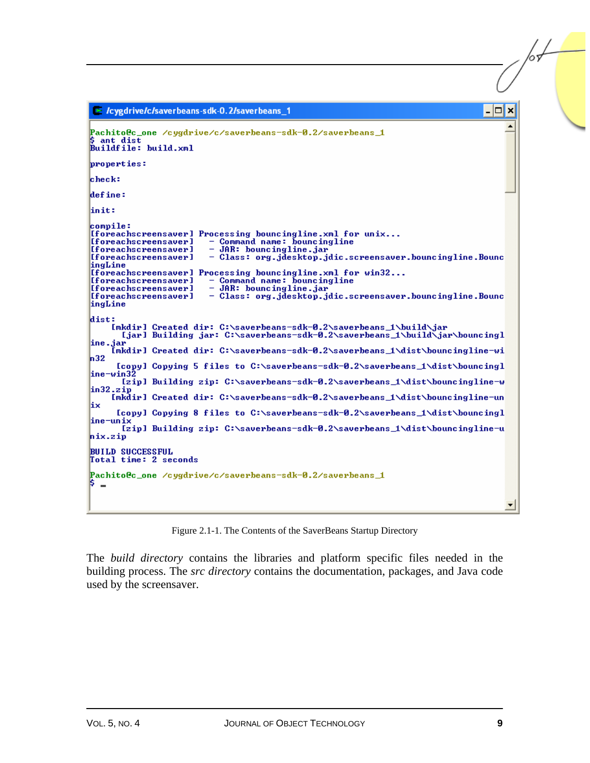```
Pachito@c_one /cygdrive/c/saverbeans-sdk-0.2/saverbeans_1
$ ant dist
Buildfile: build.xml

properties:

check:

define:

init:

compile:
[foreachscreensaver] Processing bouncingline.xml for unix...
[foreachscreensaver]   - Command name: bouncingline
[foreachscreensaver]   - JAR: bouncingline.jar
[foreachscreensaver]   - Class: org.jdesktop.jdic.screensaver.bouncingline.Bounc
ingLine
[foreachscreensaver] Processing bouncingline.xml for win32...
[foreachscreensaver]   - Command name: bouncingline
[foreachscreensaver]   - JAR: bouncingline.jar
[foreachscreensaver]   - Class: org.jdesktop.jdic.screensaver.bouncingline.Bounc
ingLine

dist:
    [mkdir] Created dir: C:\saverbeans-sdk-0.2\saverbeans_1\build\jar
      [jar] Building jar: C:\saverbeans-sdk-0.2\saverbeans_1\build\jar\bouncingl
ine.jar
    [mkdir] Created dir: C:\saverbeans-sdk-0.2\saverbeans_1\dist\bouncingline-wi
n32
     [copy] Copying 5 files to C:\saverbeans-sdk-0.2\saverbeans_1\dist\bouncingl
ine-win32
      [zip] Building zip: C:\saverbeans-sdk-0.2\saverbeans_1\dist\bouncingline-w
in32.zip
    [mkdir] Created dir: C:\saverbeans-sdk-0.2\saverbeans_1\dist\bouncingline-un
ix
     [copy] Copying 8 files to C:\saverbeans-sdk-0.2\saverbeans_1\dist\bouncingl
ine-unix
      [zip] Building zip: C:\saverbeans-sdk-0.2\saverbeans_1\dist\bouncingline-u
nix.zip

BUILD SUCCESSFUL
Total time: 2 seconds

Pachito@c_one /cygdrive/c/saverbeans-sdk-0.2/saverbeans_1
$ _
```

Figure 2.1-1. The Contents of the SaverBeans Startup Directory

The *build directory* contains the libraries and platform specific files needed in the building process. The *src directory* contains the documentation, packages, and Java code used by the screensaver.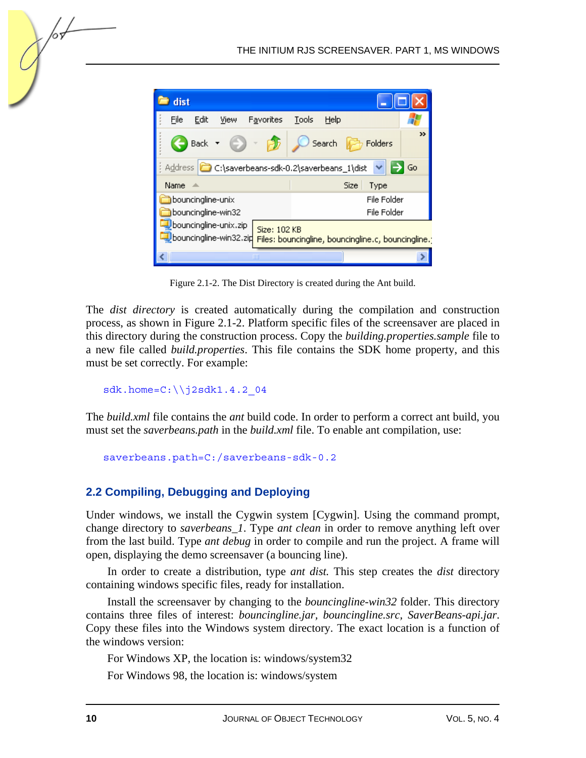Figure 2.1-2. The Dist Directory is created during the Ant build.

The *dist directory* is created automatically during the compilation and construction process, as shown in Figure 2.1-2. Platform specific files of the screensaver are placed in this directory during the construction process. Copy the *building.properties.sample* file to a new file called *build.properties*. This file contains the SDK home property, and this must be set correctly. For example:

```
sdk.home=C:\\j2sdk1.4.2_04
```

The *build.xml* file contains the *ant* build code. In order to perform a correct ant build, you must set the *saverbeans.path* in the *build.xml* file. To enable ant compilation, use:

```
saverbeans.path=C:/saverbeans-sdk-0.2
```

## 2.2 Compiling, Debugging and Deploying

Under windows, we install the Cygwin system [Cygwin]. Using the command prompt, change directory to *saverbeans_1*. Type *ant clean* in order to remove anything left over from the last build. Type *ant debug* in order to compile and run the project. A frame will open, displaying the demo screensaver (a bouncing line).

In order to create a distribution, type *ant dist.* This step creates the *dist* directory containing windows specific files, ready for installation.

Install the screensaver by changing to the *bouncingline-win32* folder. This directory contains three files of interest: *bouncingline.jar*, *bouncingline.src*, *SaverBeans-api.jar*. Copy these files into the Windows system directory. The exact location is a function of the windows version:

For Windows XP, the location is: windows/system32

For Windows 98, the location is: windows/system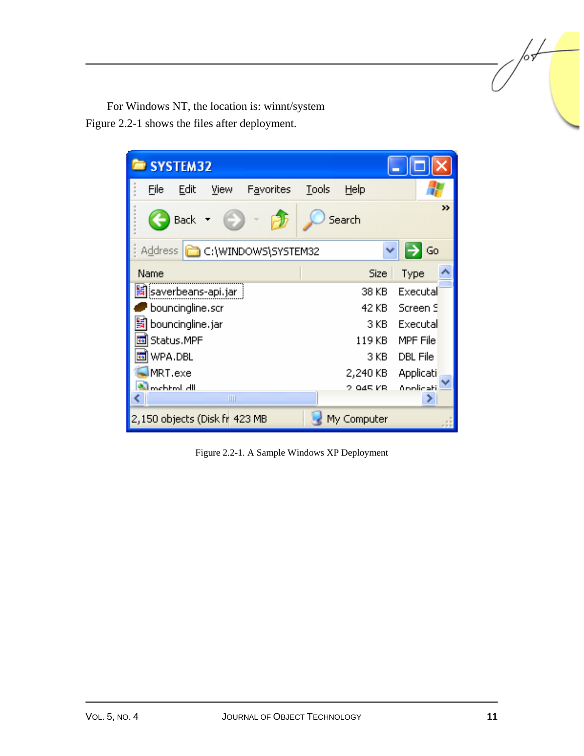For Windows NT, the location is: winnt/system

Figure 2.2-1 shows the files after deployment.

Figure 2.2-1. A Sample Windows XP Deployment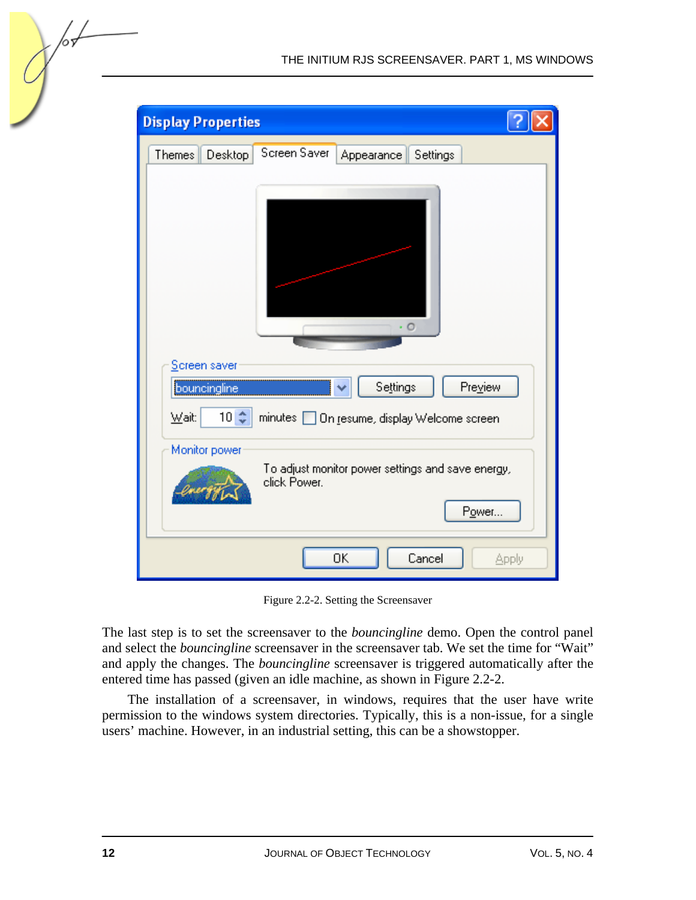Figure 2.2-2. Setting the Screensaver

The last step is to set the screensaver to the *bouncingline* demo. Open the control panel and select the *bouncingline* screensaver in the screensaver tab. We set the time for "Wait" and apply the changes. The *bouncingline* screensaver is triggered automatically after the entered time has passed (given an idle machine, as shown in Figure 2.2-2.

The installation of a screensaver, in windows, requires that the user have write permission to the windows system directories. Typically, this is a non-issue, for a single users' machine. However, in an industrial setting, this can be a showstopper.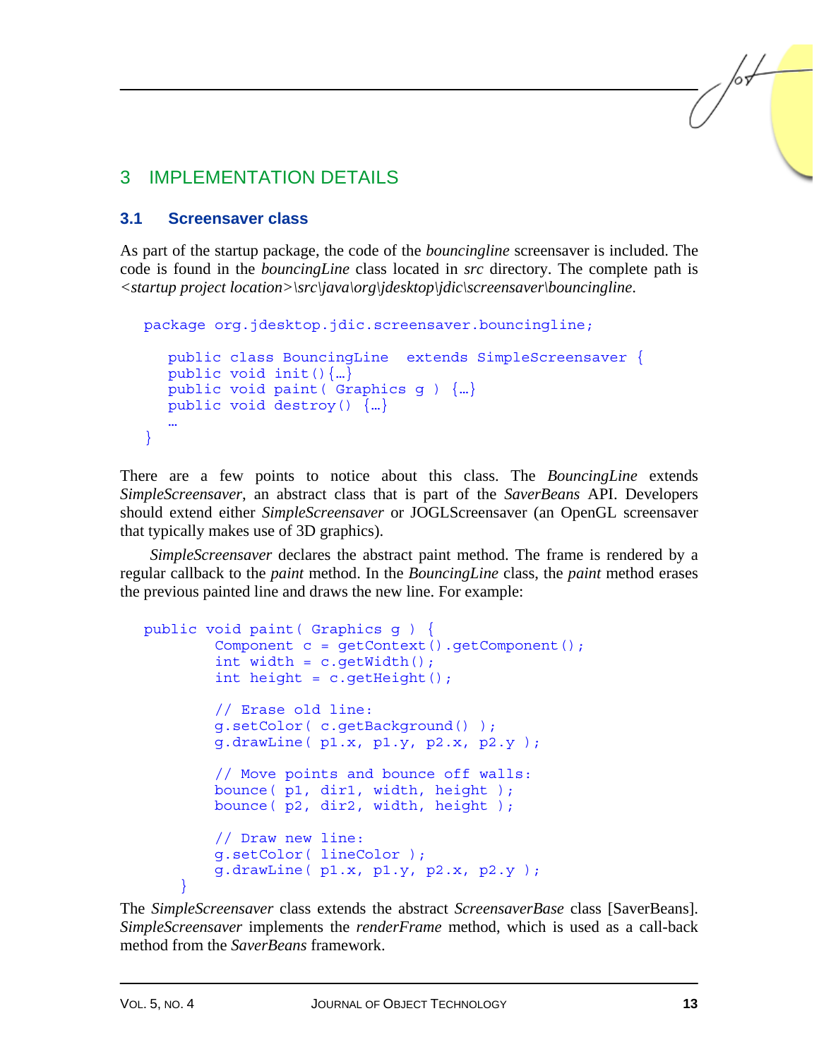## 3 IMPLEMENTATION DETAILS

### 3.1 Screensaver class

As part of the startup package, the code of the *bouncingline* screensaver is included. The code is found in the *bouncingLine* class located in *src* directory. The complete path is *<startup project location>\src\java\org\jdesktop\jdic\screensaver\bouncingline*.

```
package org.jdesktop.jdic.screensaver.bouncingline;

   public class BouncingLine  extends SimpleScreensaver {
   public void init(){…}
   public void paint( Graphics g ) {…}
   public void destroy() {…}
   …
}
```

There are a few points to notice about this class. The *BouncingLine* extends *SimpleScreensaver*, an abstract class that is part of the *SaverBeans* API. Developers should extend either *SimpleScreensaver* or JOGLScreensaver (an OpenGL screensaver that typically makes use of 3D graphics).

*SimpleScreensaver* declares the abstract paint method. The frame is rendered by a regular callback to the *paint* method. In the *BouncingLine* class, the *paint* method erases the previous painted line and draws the new line. For example:

```
public void paint( Graphics g ) {
        Component c = getContext().getComponent();
        int width = c.getWidth();
        int height = c.getHeight();

        // Erase old line:
        g.setColor( c.getBackground() );
        g.drawLine( p1.x, p1.y, p2.x, p2.y );

        // Move points and bounce off walls:
        bounce( p1, dir1, width, height );
        bounce( p2, dir2, width, height );

        // Draw new line:
        g.setColor( lineColor );
        g.drawLine( p1.x, p1.y, p2.x, p2.y );
    }
```

The *SimpleScreensaver* class extends the abstract *ScreensaverBase* class [SaverBeans]. *SimpleScreensaver* implements the *renderFrame* method, which is used as a call-back method from the *SaverBeans* framework.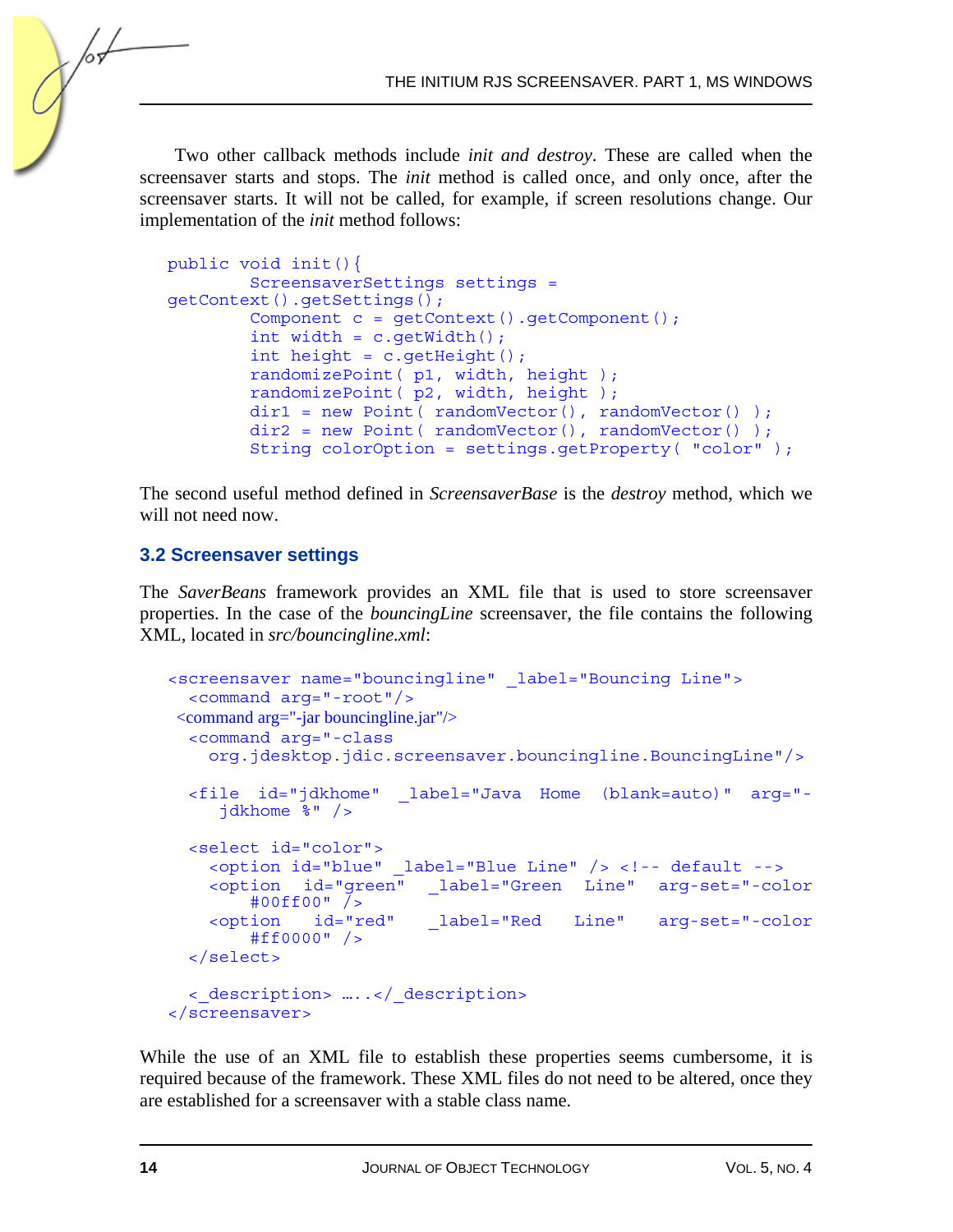Two other callback methods include *init and destroy*. These are called when the screensaver starts and stops. The *init* method is called once, and only once, after the screensaver starts. It will not be called, for example, if screen resolutions change. Our implementation of the *init* method follows:

```
public void init(){
        ScreensaverSettings settings =
getContext().getSettings();
        Component c = getContext().getComponent();
        int width = c.getWidth();
        int height = c.getHeight();
        randomizePoint( p1, width, height );
        randomizePoint( p2, width, height );
        dir1 = new Point( randomVector(), randomVector() );
        dir2 = new Point( randomVector(), randomVector() );
        String colorOption = settings.getProperty( "color" );
```

The second useful method defined in *ScreensaverBase* is the *destroy* method, which we will not need now.

### 3.2 Screensaver settings

The *SaverBeans* framework provides an XML file that is used to store screensaver properties. In the case of the *bouncingLine* screensaver, the file contains the following XML, located in *src/bouncingline.xml*:

```
<screensaver name="bouncingline" _label="Bouncing Line">
  <command arg="-root"/>
 <command arg="-jar bouncingline.jar"/>
  <command arg="-class
    org.jdesktop.jdic.screensaver.bouncingline.BouncingLine"/>

  <file id="jdkhome" _label="Java Home (blank=auto)" arg="-
     jdkhome %" />

  <select id="color">
    <option id="blue" _label="Blue Line" /> <!-- default -->
    <option id="green" _label="Green Line" arg-set="-color
       #00ff00" />
    <option id="red" _label="Red Line" arg-set="-color
       #ff0000" />
  </select>

  <_description> …..</_description>
</screensaver>
```

While the use of an XML file to establish these properties seems cumbersome, it is required because of the framework. These XML files do not need to be altered, once they are established for a screensaver with a stable class name.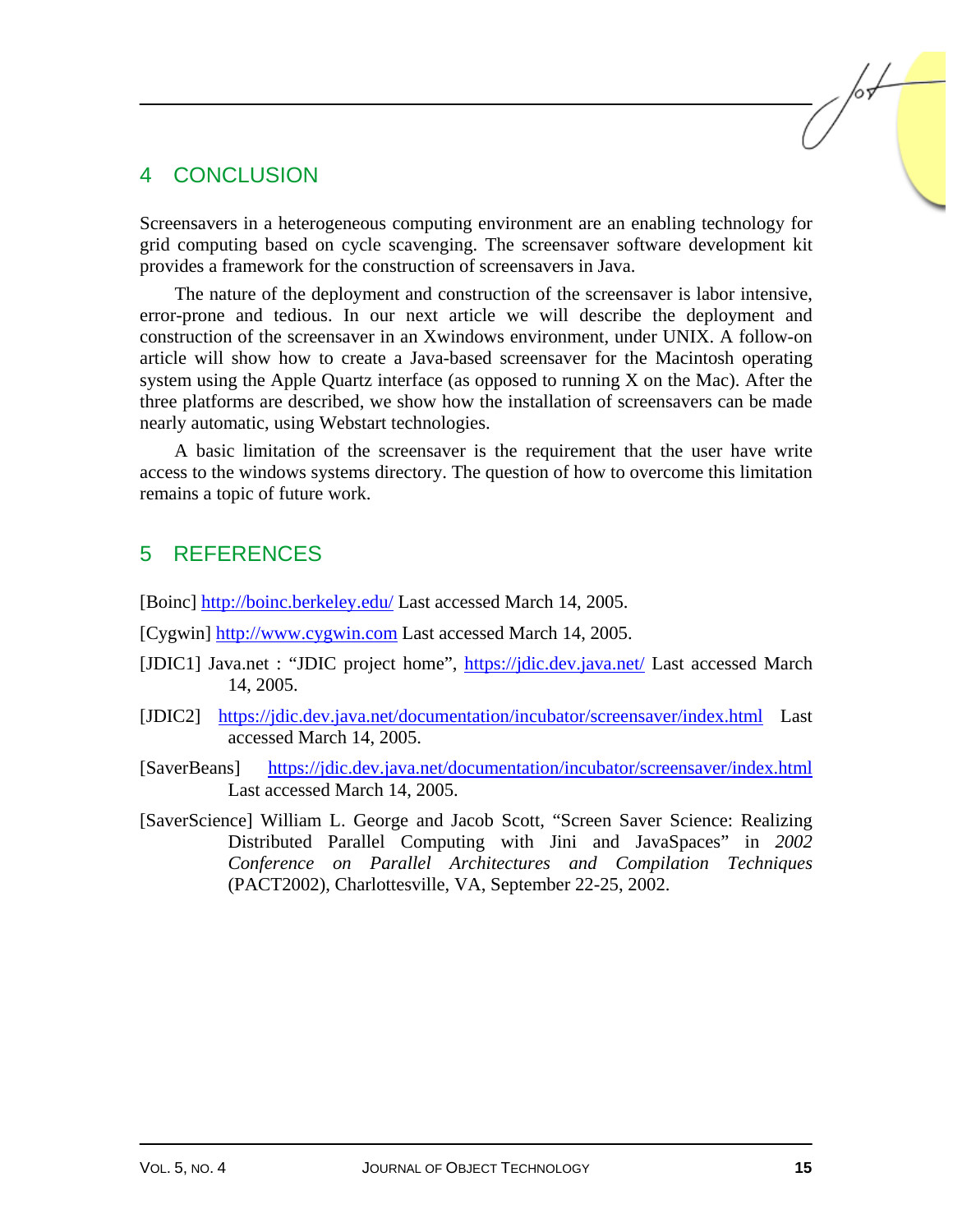## 4 CONCLUSION

Screensavers in a heterogeneous computing environment are an enabling technology for grid computing based on cycle scavenging. The screensaver software development kit provides a framework for the construction of screensavers in Java.

The nature of the deployment and construction of the screensaver is labor intensive, error-prone and tedious. In our next article we will describe the deployment and construction of the screensaver in an Xwindows environment, under UNIX. A follow-on article will show how to create a Java-based screensaver for the Macintosh operating system using the Apple Quartz interface (as opposed to running X on the Mac). After the three platforms are described, we show how the installation of screensavers can be made nearly automatic, using Webstart technologies.

A basic limitation of the screensaver is the requirement that the user have write access to the windows systems directory. The question of how to overcome this limitation remains a topic of future work.

## 5 REFERENCES

[Boinc] http://boinc.berkeley.edu/ Last accessed March 14, 2005.

[Cygwin] http://www.cygwin.com Last accessed March 14, 2005.

[JDIC1] Java.net : "JDIC project home", https://jdic.dev.java.net/ Last accessed March 14, 2005.

[JDIC2] https://jdic.dev.java.net/documentation/incubator/screensaver/index.html Last accessed March 14, 2005.

[SaverBeans] https://jdic.dev.java.net/documentation/incubator/screensaver/index.html Last accessed March 14, 2005.

[SaverScience] William L. George and Jacob Scott, "Screen Saver Science: Realizing Distributed Parallel Computing with Jini and JavaSpaces" in *2002 Conference on Parallel Architectures and Compilation Techniques* (PACT2002), Charlottesville, VA, September 22-25, 2002.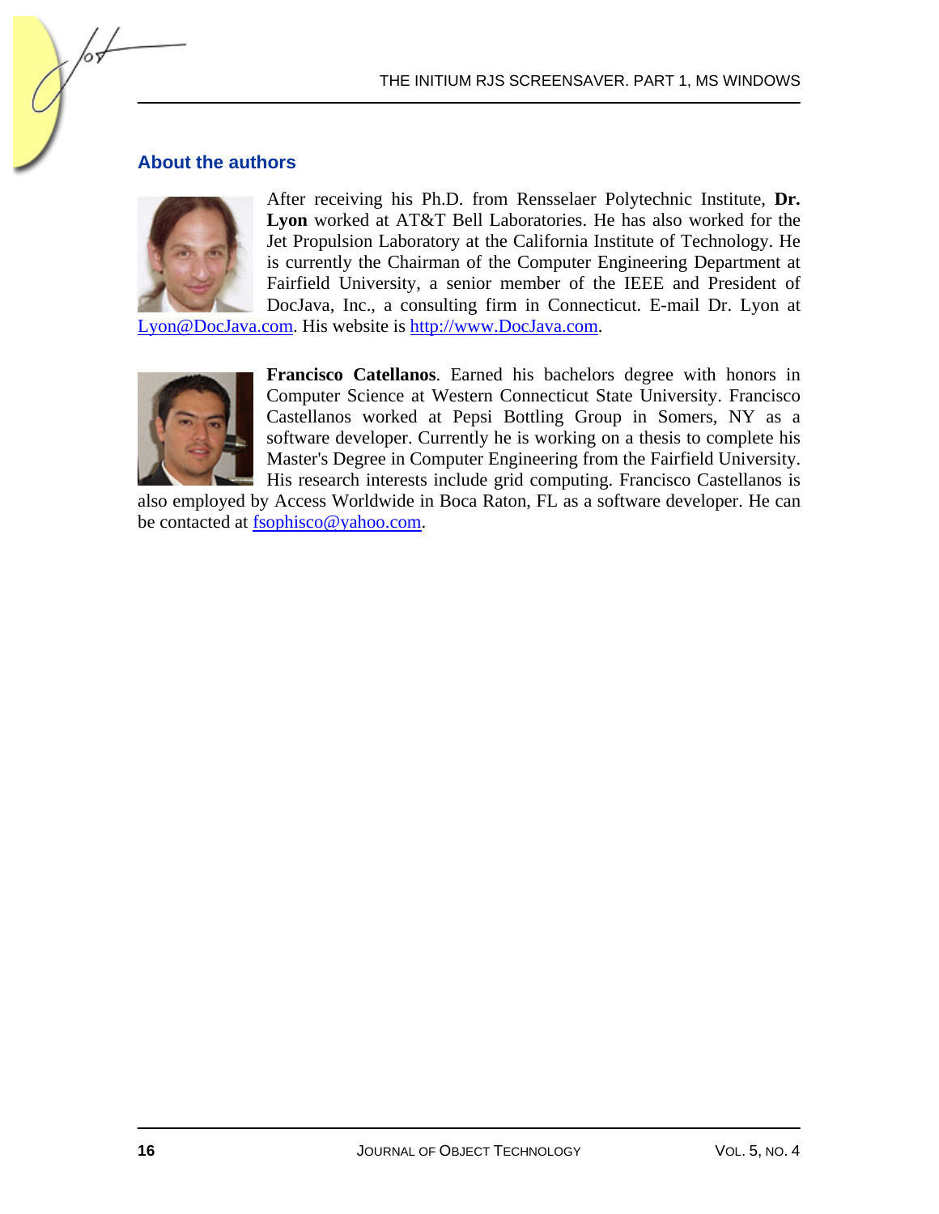## About the authors

After receiving his Ph.D. from Rensselaer Polytechnic Institute, **Dr. Lyon** worked at AT&T Bell Laboratories. He has also worked for the Jet Propulsion Laboratory at the California Institute of Technology. He is currently the Chairman of the Computer Engineering Department at Fairfield University, a senior member of the IEEE and President of DocJava, Inc., a consulting firm in Connecticut. E-mail Dr. Lyon at Lyon@DocJava.com. His website is http://www.DocJava.com.

**Francisco Catellanos**. Earned his bachelors degree with honors in Computer Science at Western Connecticut State University. Francisco Castellanos worked at Pepsi Bottling Group in Somers, NY as a software developer. Currently he is working on a thesis to complete his Master's Degree in Computer Engineering from the Fairfield University. His research interests include grid computing. Francisco Castellanos is also employed by Access Worldwide in Boca Raton, FL as a software developer. He can be contacted at fsophisco@yahoo.com.